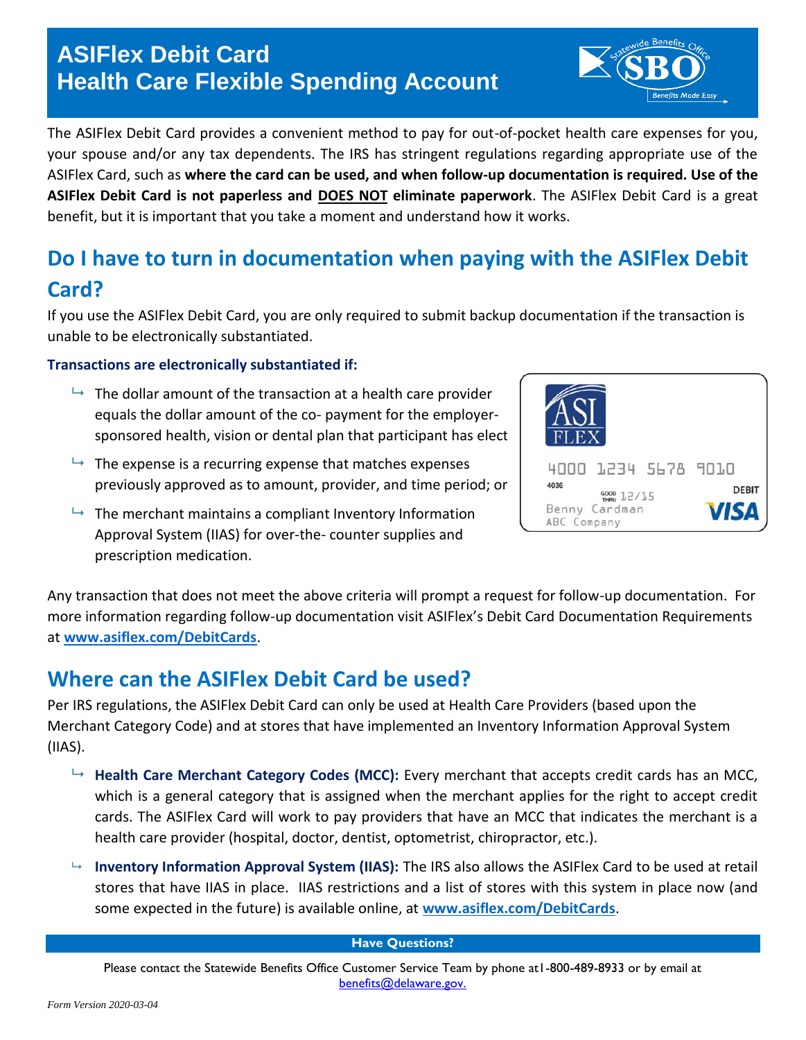# ASIFlex Debit Card
# Health Care Flexible Spending Account

The ASIFlex Debit Card provides a convenient method to pay for out-of-pocket health care expenses for you, your spouse and/or any tax dependents. The IRS has stringent regulations regarding appropriate use of the ASIFlex Card, such as **where the card can be used, and when follow-up documentation is required. Use of the ASIFlex Debit Card is not paperless and DOES NOT eliminate paperwork**. The ASIFlex Debit Card is a great benefit, but it is important that you take a moment and understand how it works.

## Do I have to turn in documentation when paying with the ASIFlex Debit Card?

If you use the ASIFlex Debit Card, you are only required to submit backup documentation if the transaction is unable to be electronically substantiated.

**Transactions are electronically substantiated if:**

- The dollar amount of the transaction at a health care provider equals the dollar amount of the co- payment for the employer-sponsored health, vision or dental plan that participant has elect
- The expense is a recurring expense that matches expenses previously approved as to amount, provider, and time period; or
- The merchant maintains a compliant Inventory Information Approval System (IIAS) for over-the- counter supplies and prescription medication.

Any transaction that does not meet the above criteria will prompt a request for follow-up documentation. For more information regarding follow-up documentation visit ASIFlex's Debit Card Documentation Requirements at **www.asiflex.com/DebitCards**.

## Where can the ASIFlex Debit Card be used?

Per IRS regulations, the ASIFlex Debit Card can only be used at Health Care Providers (based upon the Merchant Category Code) and at stores that have implemented an Inventory Information Approval System (IIAS).

- **Health Care Merchant Category Codes (MCC):** Every merchant that accepts credit cards has an MCC, which is a general category that is assigned when the merchant applies for the right to accept credit cards. The ASIFlex Card will work to pay providers that have an MCC that indicates the merchant is a health care provider (hospital, doctor, dentist, optometrist, chiropractor, etc.).
- **Inventory Information Approval System (IIAS):** The IRS also allows the ASIFlex Card to be used at retail stores that have IIAS in place. IIAS restrictions and a list of stores with this system in place now (and some expected in the future) is available online, at **www.asiflex.com/DebitCards**.

**Have Questions?**

Please contact the Statewide Benefits Office Customer Service Team by phone at1-800-489-8933 or by email at benefits@delaware.gov.

*Form Version 2020-03-04*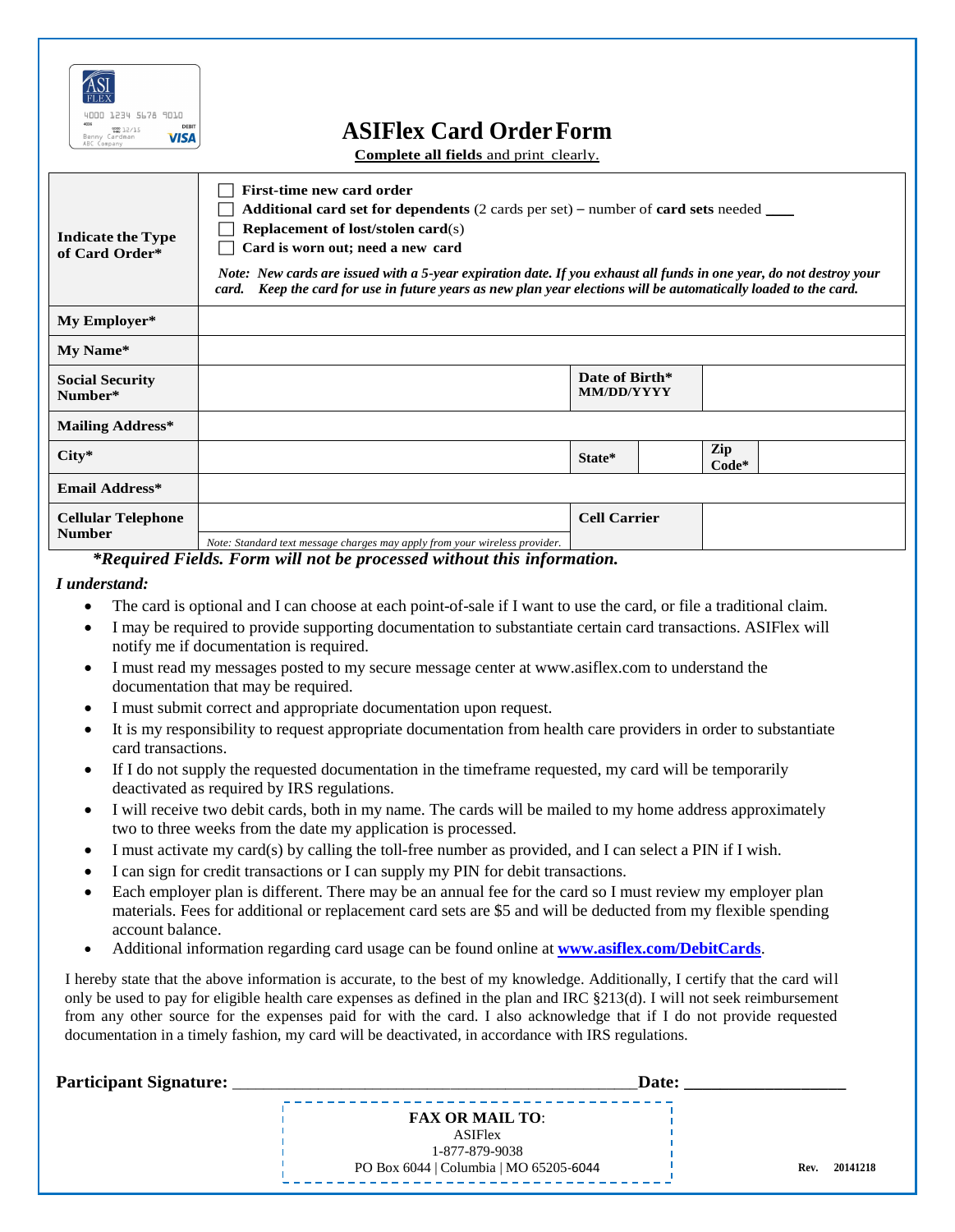# ASIFlex Card Order Form

**Complete all fields** and print clearly.

| | | | | | |
|---|---|---|---|---|---|
| **Indicate the Type of Card Order*** | ☐ **First-time new card order**<br>☐ **Additional card set for dependents** (2 cards per set) – number of **card sets** needed ___<br>☐ **Replacement of lost/stolen card**(s)<br>☐ **Card is worn out; need a new card**<br>*Note: New cards are issued with a 5-year expiration date. If you exhaust all funds in one year, do not destroy your card. Keep the card for use in future years as new plan year elections will be automatically loaded to the card.* | | | | |
| **My Employer*** | | | | | |
| **My Name*** | | | | | |
| **Social Security Number*** | | **Date of Birth* MM/DD/YYYY** | | | |
| **Mailing Address*** | | | | | |
| **City*** | | **State*** | | **Zip Code*** | |
| **Email Address*** | | | | | |
| **Cellular Telephone Number** | *Note: Standard text message charges may apply from your wireless provider.* | **Cell Carrier** | | | |

***Required Fields. Form will not be processed without this information.***

***I understand:***

- The card is optional and I can choose at each point-of-sale if I want to use the card, or file a traditional claim.
- I may be required to provide supporting documentation to substantiate certain card transactions. ASIFlex will notify me if documentation is required.
- I must read my messages posted to my secure message center at www.asiflex.com to understand the documentation that may be required.
- I must submit correct and appropriate documentation upon request.
- It is my responsibility to request appropriate documentation from health care providers in order to substantiate card transactions.
- If I do not supply the requested documentation in the timeframe requested, my card will be temporarily deactivated as required by IRS regulations.
- I will receive two debit cards, both in my name. The cards will be mailed to my home address approximately two to three weeks from the date my application is processed.
- I must activate my card(s) by calling the toll-free number as provided, and I can select a PIN if I wish.
- I can sign for credit transactions or I can supply my PIN for debit transactions.
- Each employer plan is different. There may be an annual fee for the card so I must review my employer plan materials. Fees for additional or replacement card sets are $5 and will be deducted from my flexible spending account balance.
- Additional information regarding card usage can be found online at **www.asiflex.com/DebitCards**.

I hereby state that the above information is accurate, to the best of my knowledge. Additionally, I certify that the card will only be used to pay for eligible health care expenses as defined in the plan and IRC §213(d). I will not seek reimbursement from any other source for the expenses paid for with the card. I also acknowledge that if I do not provide requested documentation in a timely fashion, my card will be deactivated, in accordance with IRS regulations.

**Participant Signature:** ____________________________________________ **Date:** ________________

**FAX OR MAIL TO**:
ASIFlex
1-877-879-9038
PO Box 6044 | Columbia | MO 65205-6044

Rev. 20141218